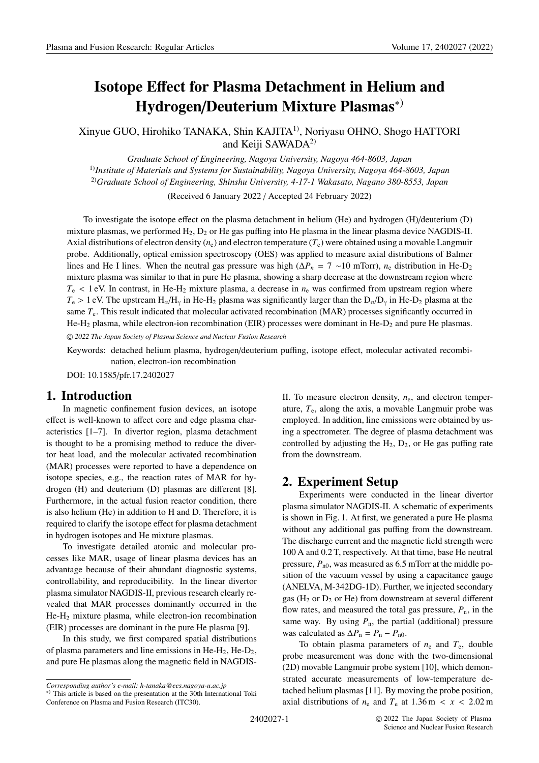# Isotope Effect for Plasma Detachment in Helium and Hydrogen/Deuterium Mixture Plasmas*)

Xinyue GUO, Hirohiko TANAKA, Shin KAJITA[1], Noriyasu OHNO, Shogo HATTORI and Keiji SAWADA[2]

*Graduate School of Engineering, Nagoya University, Nagoya 464-8603, Japan*

[1]*Institute of Materials and Systems for Sustainability, Nagoya University, Nagoya 464-8603, Japan*

[2]*Graduate School of Engineering, Shinshu University, 4-17-1 Wakasato, Nagano 380-8553, Japan*

(Received 6 January 2022 / Accepted 24 February 2022)

To investigate the isotope effect on the plasma detachment in helium (He) and hydrogen (H)/deuterium (D) mixture plasmas, we performed $H_2$, $D_2$ or He gas puffing into He plasma in the linear plasma device NAGDIS-II. Axial distributions of electron density ($n_e$) and electron temperature ($T_e$) were obtained using a movable Langmuir probe. Additionally, optical emission spectroscopy (OES) was applied to measure axial distributions of Balmer lines and He I lines. When the neutral gas pressure was high ($\Delta P_n = 7 \sim 10$ mTorr), $n_e$ distribution in He-$D_2$ mixture plasma was similar to that in pure He plasma, showing a sharp decrease at the downstream region where $T_e < 1$ eV. In contrast, in He-$H_2$ mixture plasma, a decrease in $n_e$ was confirmed from upstream region where $T_e > 1$ eV. The upstream $H_\alpha/H_\gamma$ in He-$H_2$ plasma was significantly larger than the $D_\alpha/D_\gamma$ in He-$D_2$ plasma at the same $T_e$. This result indicated that molecular activated recombination (MAR) processes significantly occurred in He-$H_2$ plasma, while electron-ion recombination (EIR) processes were dominant in He-$D_2$ and pure He plasmas.

© *2022 The Japan Society of Plasma Science and Nuclear Fusion Research*

Keywords: detached helium plasma, hydrogen/deuterium puffing, isotope effect, molecular activated recombination, electron-ion recombination

DOI: 10.1585/pfr.17.2402027

## 1. Introduction

In magnetic confinement fusion devices, an isotope effect is well-known to affect core and edge plasma characteristics [1–7]. In divertor region, plasma detachment is thought to be a promising method to reduce the divertor heat load, and the molecular activated recombination (MAR) processes were reported to have a dependence on isotope species, e.g., the reaction rates of MAR for hydrogen (H) and deuterium (D) plasmas are different [8]. Furthermore, in the actual fusion reactor condition, there is also helium (He) in addition to H and D. Therefore, it is required to clarify the isotope effect for plasma detachment in hydrogen isotopes and He mixture plasmas.

To investigate detailed atomic and molecular processes like MAR, usage of linear plasma devices has an advantage because of their abundant diagnostic systems, controllability, and reproducibility. In the linear divertor plasma simulator NAGDIS-II, previous research clearly revealed that MAR processes dominantly occurred in the He-$H_2$ mixture plasma, while electron-ion recombination (EIR) processes are dominant in the pure He plasma [9].

In this study, we first compared spatial distributions of plasma parameters and line emissions in He-$H_2$, He-$D_2$, and pure He plasmas along the magnetic field in NAGDIS-II. To measure electron density, $n_e$, and electron temperature, $T_e$, along the axis, a movable Langmuir probe was employed. In addition, line emissions were obtained by using a spectrometer. The degree of plasma detachment was controlled by adjusting the $H_2$, $D_2$, or He gas puffing rate from the downstream.

## 2. Experiment Setup

Experiments were conducted in the linear divertor plasma simulator NAGDIS-II. A schematic of experiments is shown in Fig. 1. At first, we generated a pure He plasma without any additional gas puffing from the downstream. The discharge current and the magnetic field strength were 100 A and 0.2 T, respectively. At that time, base He neutral pressure, $P_{n0}$, was measured as 6.5 mTorr at the middle position of the vacuum vessel by using a capacitance gauge (ANELVA, M-342DG-1D). Further, we injected secondary gas ($H_2$ or $D_2$ or He) from downstream at several different flow rates, and measured the total gas pressure, $P_n$, in the same way. By using $P_n$, the partial (additional) pressure was calculated as $\Delta P_n = P_n - P_{n0}$.

To obtain plasma parameters of $n_e$ and $T_e$, double probe measurement was done with the two-dimensional (2D) movable Langmuir probe system [10], which demonstrated accurate measurements of low-temperature detached helium plasmas [11]. By moving the probe position, axial distributions of $n_e$ and $T_e$ at $1.36\,\text{m} < x < 2.02\,\text{m}$

*Corresponding author's e-mail: h-tanaka@ees.nagoya-u.ac.jp*

*) This article is based on the presentation at the 30th International Toki Conference on Plasma and Fusion Research (ITC30).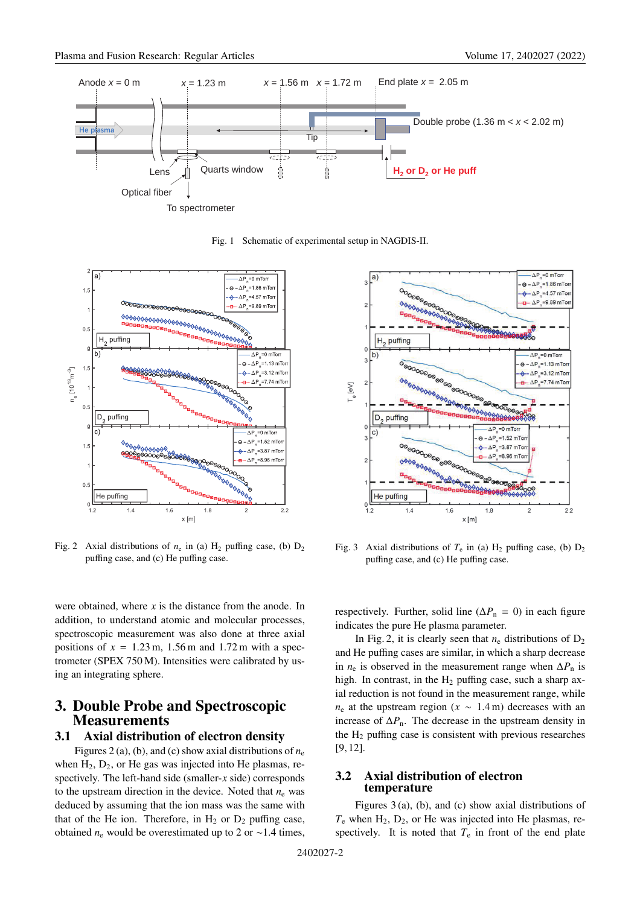Fig. 1 Schematic of experimental setup in NAGDIS-II.

Fig. 2 Axial distributions of $n_e$ in (a) $H_2$ puffing case, (b) $D_2$ puffing case, and (c) He puffing case.

Fig. 3 Axial distributions of $T_e$ in (a) $H_2$ puffing case, (b) $D_2$ puffing case, and (c) He puffing case.

were obtained, where $x$ is the distance from the anode. In addition, to understand atomic and molecular processes, spectroscopic measurement was also done at three axial positions of $x$ = 1.23 m, 1.56 m and 1.72 m with a spectrometer (SPEX 750 M). Intensities were calibrated by using an integrating sphere.

## 3. Double Probe and Spectroscopic Measurements

### 3.1 Axial distribution of electron density

Figures 2 (a), (b), and (c) show axial distributions of $n_e$ when $H_2$, $D_2$, or He gas was injected into He plasmas, respectively. The left-hand side (smaller-$x$ side) corresponds to the upstream direction in the device. Noted that $n_e$ was deduced by assuming that the ion mass was the same with that of the He ion. Therefore, in $H_2$ or $D_2$ puffing case, obtained $n_e$ would be overestimated up to 2 or ~1.4 times, respectively. Further, solid line ($\Delta P_n = 0$) in each figure indicates the pure He plasma parameter.

In Fig. 2, it is clearly seen that $n_e$ distributions of $D_2$ and He puffing cases are similar, in which a sharp decrease in $n_e$ is observed in the measurement range when $\Delta P_n$ is high. In contrast, in the $H_2$ puffing case, such a sharp axial reduction is not found in the measurement range, while $n_e$ at the upstream region ($x \sim 1.4$ m) decreases with an increase of $\Delta P_n$. The decrease in the upstream density in the $H_2$ puffing case is consistent with previous researches [9, 12].

### 3.2 Axial distribution of electron temperature

Figures 3 (a), (b), and (c) show axial distributions of $T_e$ when $H_2$, $D_2$, or He was injected into He plasmas, respectively. It is noted that $T_e$ in front of the end plate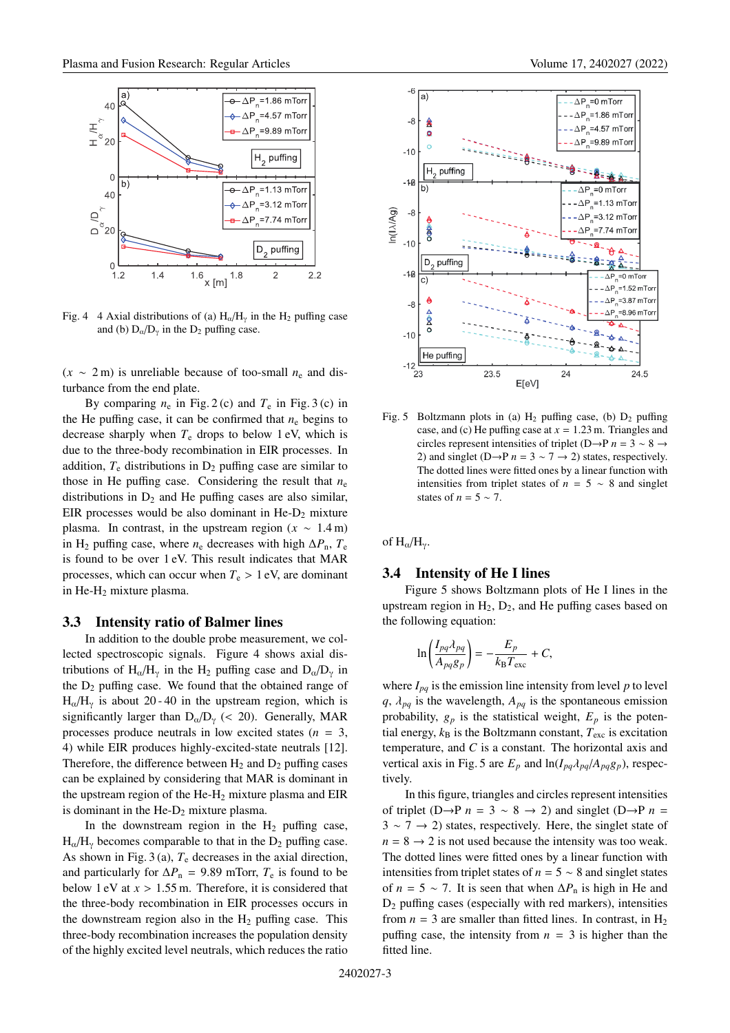Fig. 4  4 Axial distributions of (a) $H_\alpha/H_\gamma$ in the $H_2$ puffing case and (b) $D_\alpha/D_\gamma$ in the $D_2$ puffing case.

($x$ ∼ 2 m) is unreliable because of too-small $n_e$ and disturbance from the end plate.

By comparing $n_e$ in Fig. 2 (c) and $T_e$ in Fig. 3 (c) in the He puffing case, it can be confirmed that $n_e$ begins to decrease sharply when $T_e$ drops to below 1 eV, which is due to the three-body recombination in EIR processes. In addition, $T_e$ distributions in $D_2$ puffing case are similar to those in He puffing case. Considering the result that $n_e$ distributions in $D_2$ and He puffing cases are also similar, EIR processes would be also dominant in He-$D_2$ mixture plasma. In contrast, in the upstream region ($x$ ∼ 1.4 m) in $H_2$ puffing case, where $n_e$ decreases with high $\Delta P_n$, $T_e$ is found to be over 1 eV. This result indicates that MAR processes, which can occur when $T_e$ > 1 eV, are dominant in He-$H_2$ mixture plasma.

### 3.3 Intensity ratio of Balmer lines

In addition to the double probe measurement, we collected spectroscopic signals. Figure 4 shows axial distributions of $H_\alpha/H_\gamma$ in the $H_2$ puffing case and $D_\alpha/D_\gamma$ in the $D_2$ puffing case. We found that the obtained range of $H_\alpha/H_\gamma$ is about 20 - 40 in the upstream region, which is significantly larger than $D_\alpha/D_\gamma$ (< 20). Generally, MAR processes produce neutrals in low excited states ($n$ = 3, 4) while EIR produces highly-excited-state neutrals [12]. Therefore, the difference between $H_2$ and $D_2$ puffing cases can be explained by considering that MAR is dominant in the upstream region of the He-$H_2$ mixture plasma and EIR is dominant in the He-$D_2$ mixture plasma.

In the downstream region in the $H_2$ puffing case, $H_\alpha/H_\gamma$ becomes comparable to that in the $D_2$ puffing case. As shown in Fig. 3 (a), $T_e$ decreases in the axial direction, and particularly for $\Delta P_n$ = 9.89 mTorr, $T_e$ is found to be below 1 eV at $x$ > 1.55 m. Therefore, it is considered that the three-body recombination in EIR processes occurs in the downstream region also in the $H_2$ puffing case. This three-body recombination increases the population density of the highly excited level neutrals, which reduces the ratio of $H_\alpha/H_\gamma$.

Fig. 5  Boltzmann plots in (a) $H_2$ puffing case, (b) $D_2$ puffing case, and (c) He puffing case at $x$ = 1.23 m. Triangles and circles represent intensities of triplet (D→P $n$ = 3 ∼ 8 → 2) and singlet (D→P $n$ = 3 ∼ 7 → 2) states, respectively. The dotted lines were fitted ones by a linear function with intensities from triplet states of $n$ = 5 ∼ 8 and singlet states of $n$ = 5 ∼ 7.

### 3.4 Intensity of He I lines

Figure 5 shows Boltzmann plots of He I lines in the upstream region in $H_2$, $D_2$, and He puffing cases based on the following equation:

$$\ln\left(\frac{I_{pq}\lambda_{pq}}{A_{pq}g_p}\right) = -\frac{E_p}{k_B T_{exc}} + C,$$

where $I_{pq}$ is the emission line intensity from level $p$ to level $q$, $\lambda_{pq}$ is the wavelength, $A_{pq}$ is the spontaneous emission probability, $g_p$ is the statistical weight, $E_p$ is the potential energy, $k_B$ is the Boltzmann constant, $T_{exc}$ is excitation temperature, and $C$ is a constant. The horizontal axis and vertical axis in Fig. 5 are $E_p$ and $\ln(I_{pq}\lambda_{pq}/A_{pq}g_p)$, respectively.

In this figure, triangles and circles represent intensities of triplet (D→P $n$ = 3 ∼ 8 → 2) and singlet (D→P $n$ = 3 ∼ 7 → 2) states, respectively. Here, the singlet state of $n$ = 8 → 2 is not used because the intensity was too weak. The dotted lines were fitted ones by a linear function with intensities from triplet states of $n$ = 5 ∼ 8 and singlet states of $n$ = 5 ∼ 7. It is seen that when $\Delta P_n$ is high in He and $D_2$ puffing cases (especially with red markers), intensities from $n$ = 3 are smaller than fitted lines. In contrast, in $H_2$ puffing case, the intensity from $n$ = 3 is higher than the fitted line.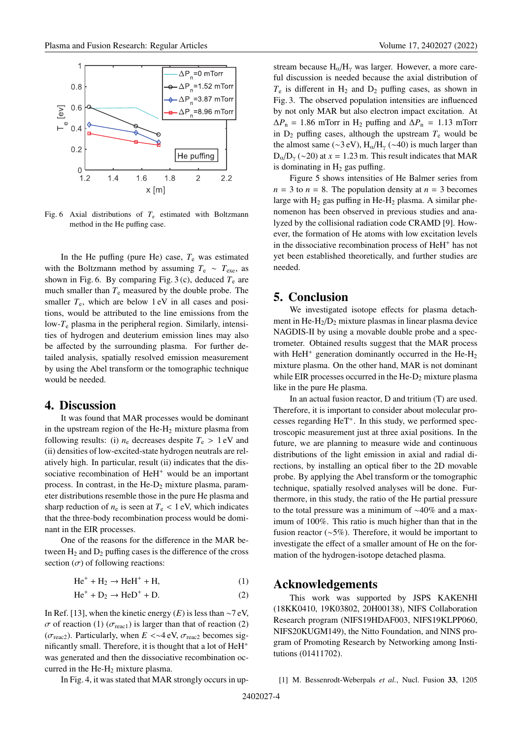Fig. 6 Axial distributions of $T_e$ estimated with Boltzmann method in the He puffing case.

In the He puffing (pure He) case, $T_e$ was estimated with the Boltzmann method by assuming $T_e \sim T_{exe}$, as shown in Fig. 6. By comparing Fig. 3 (c), deduced $T_e$ are much smaller than $T_e$ measured by the double probe. The smaller $T_e$, which are below 1 eV in all cases and positions, would be attributed to the line emissions from the low-$T_e$ plasma in the peripheral region. Similarly, intensities of hydrogen and deuterium emission lines may also be affected by the surrounding plasma. For further detailed analysis, spatially resolved emission measurement by using the Abel transform or the tomographic technique would be needed.

## 4. Discussion

It was found that MAR processes would be dominant in the upstream region of the He-$H_2$ mixture plasma from following results: (i) $n_e$ decreases despite $T_e > 1$ eV and (ii) densities of low-excited-state hydrogen neutrals are relatively high. In particular, result (ii) indicates that the dissociative recombination of $HeH^+$ would be an important process. In contrast, in the He-$D_2$ mixture plasma, parameter distributions resemble those in the pure He plasma and sharp reduction of $n_e$ is seen at $T_e < 1$ eV, which indicates that the three-body recombination process would be dominant in the EIR processes.

One of the reasons for the difference in the MAR between $H_2$ and $D_2$ puffing cases is the difference of the cross section ($\sigma$) of following reactions:

$$He^+ + H_2 \rightarrow HeH^+ + H, \tag{1}$$

$$He^+ + D_2 \rightarrow HeD^+ + D. \tag{2}$$

In Ref. [13], when the kinetic energy ($E$) is less than ~7 eV, $\sigma$ of reaction (1) ($\sigma_{reac1}$) is larger than that of reaction (2) ($\sigma_{reac2}$). Particularly, when $E <$~4 eV, $\sigma_{reac2}$ becomes significantly small. Therefore, it is thought that a lot of $HeH^+$ was generated and then the dissociative recombination occurred in the He-$H_2$ mixture plasma.

In Fig. 4, it was stated that MAR strongly occurs in upstream because $H_\alpha/H_\gamma$ was larger. However, a more careful discussion is needed because the axial distribution of $T_e$ is different in $H_2$ and $D_2$ puffing cases, as shown in Fig. 3. The observed population intensities are influenced by not only MAR but also electron impact excitation. At $\Delta P_n = 1.86$ mTorr in $H_2$ puffing and $\Delta P_n = 1.13$ mTorr in $D_2$ puffing cases, although the upstream $T_e$ would be the almost same (~3 eV), $H_\alpha/H_\gamma$ (~40) is much larger than $D_\alpha/D_\gamma$ (~20) at $x = 1.23$ m. This result indicates that MAR is dominating in $H_2$ gas puffing.

Figure 5 shows intensities of He Balmer series from $n = 3$ to $n = 8$. The population density at $n = 3$ becomes large with $H_2$ gas puffing in He-$H_2$ plasma. A similar phenomenon has been observed in previous studies and analyzed by the collisional radiation code CRAMD [9]. However, the formation of He atoms with low excitation levels in the dissociative recombination process of $HeH^+$ has not yet been established theoretically, and further studies are needed.

## 5. Conclusion

We investigated isotope effects for plasma detachment in He-$H_2$/$D_2$ mixture plasmas in linear plasma device NAGDIS-II by using a movable double probe and a spectrometer. Obtained results suggest that the MAR process with $HeH^+$ generation dominantly occurred in the He-$H_2$ mixture plasma. On the other hand, MAR is not dominant while EIR processes occurred in the He-$D_2$ mixture plasma like in the pure He plasma.

In an actual fusion reactor, D and tritium (T) are used. Therefore, it is important to consider about molecular processes regarding $HeT^+$. In this study, we performed spectroscopic measurement just at three axial positions. In the future, we are planning to measure wide and continuous distributions of the light emission in axial and radial directions, by installing an optical fiber to the 2D movable probe. By applying the Abel transform or the tomographic technique, spatially resolved analyses will be done. Furthermore, in this study, the ratio of the He partial pressure to the total pressure was a minimum of ~40% and a maximum of 100%. This ratio is much higher than that in the fusion reactor (~5%). Therefore, it would be important to investigate the effect of a smaller amount of He on the formation of the hydrogen-isotope detached plasma.

## Acknowledgements

This work was supported by JSPS KAKENHI (18KK0410, 19K03802, 20H00138), NIFS Collaboration Research program (NIFS19HDAF003, NIFS19KLPP060, NIFS20KUGM149), the Nitto Foundation, and NINS program of Promoting Research by Networking among Institutions (01411702).

[1] M. Bessenrodt-Weberpals *et al.*, Nucl. Fusion **33**, 1205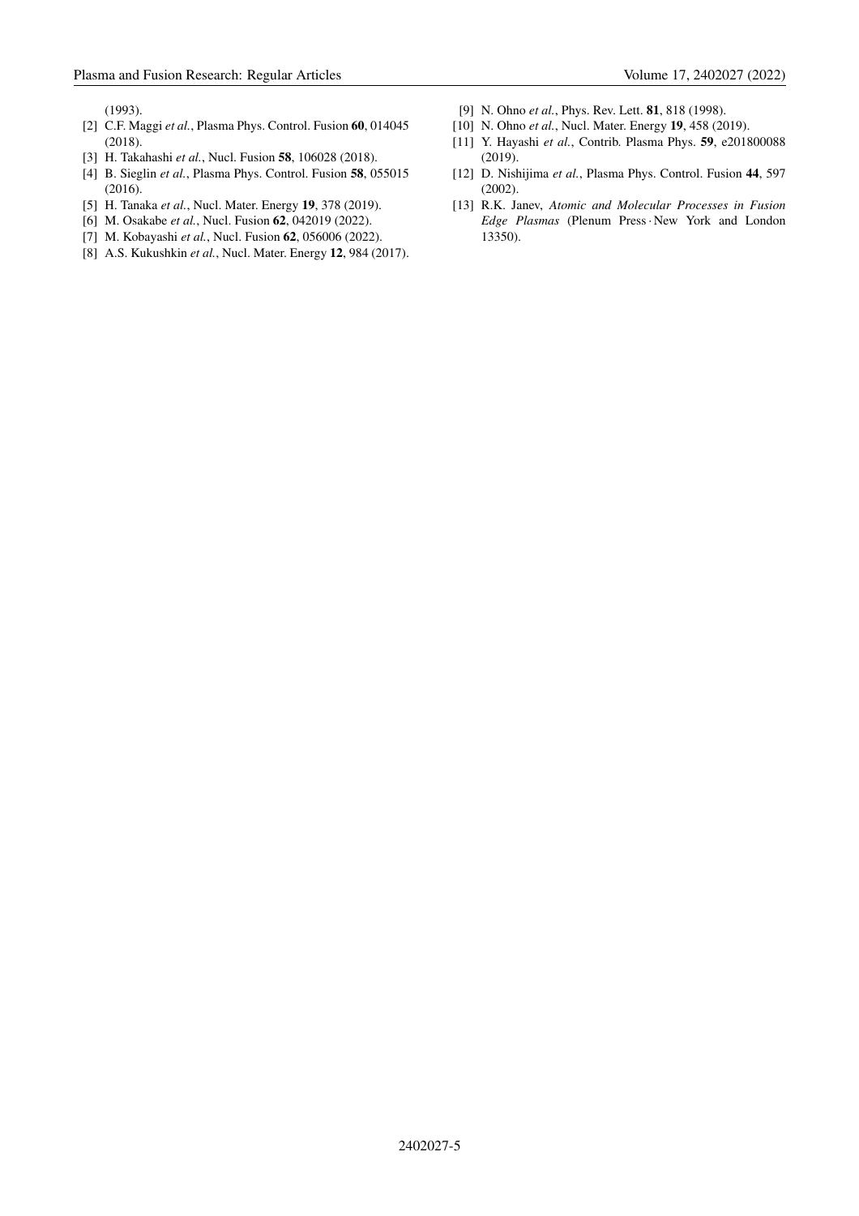(1993).

[2] C.F. Maggi *et al.*, Plasma Phys. Control. Fusion **60**, 014045 (2018).

[3] H. Takahashi *et al.*, Nucl. Fusion **58**, 106028 (2018).

[4] B. Sieglin *et al.*, Plasma Phys. Control. Fusion **58**, 055015 (2016).

[5] H. Tanaka *et al.*, Nucl. Mater. Energy **19**, 378 (2019).

[6] M. Osakabe *et al.*, Nucl. Fusion **62**, 042019 (2022).

[7] M. Kobayashi *et al.*, Nucl. Fusion **62**, 056006 (2022).

[8] A.S. Kukushkin *et al.*, Nucl. Mater. Energy **12**, 984 (2017).

[9] N. Ohno *et al.*, Phys. Rev. Lett. **81**, 818 (1998).

[10] N. Ohno *et al.*, Nucl. Mater. Energy **19**, 458 (2019).

[11] Y. Hayashi *et al.*, Contrib. Plasma Phys. **59**, e201800088 (2019).

[12] D. Nishijima *et al.*, Plasma Phys. Control. Fusion **44**, 597 (2002).

[13] R.K. Janev, *Atomic and Molecular Processes in Fusion Edge Plasmas* (Plenum Press · New York and London 13350).